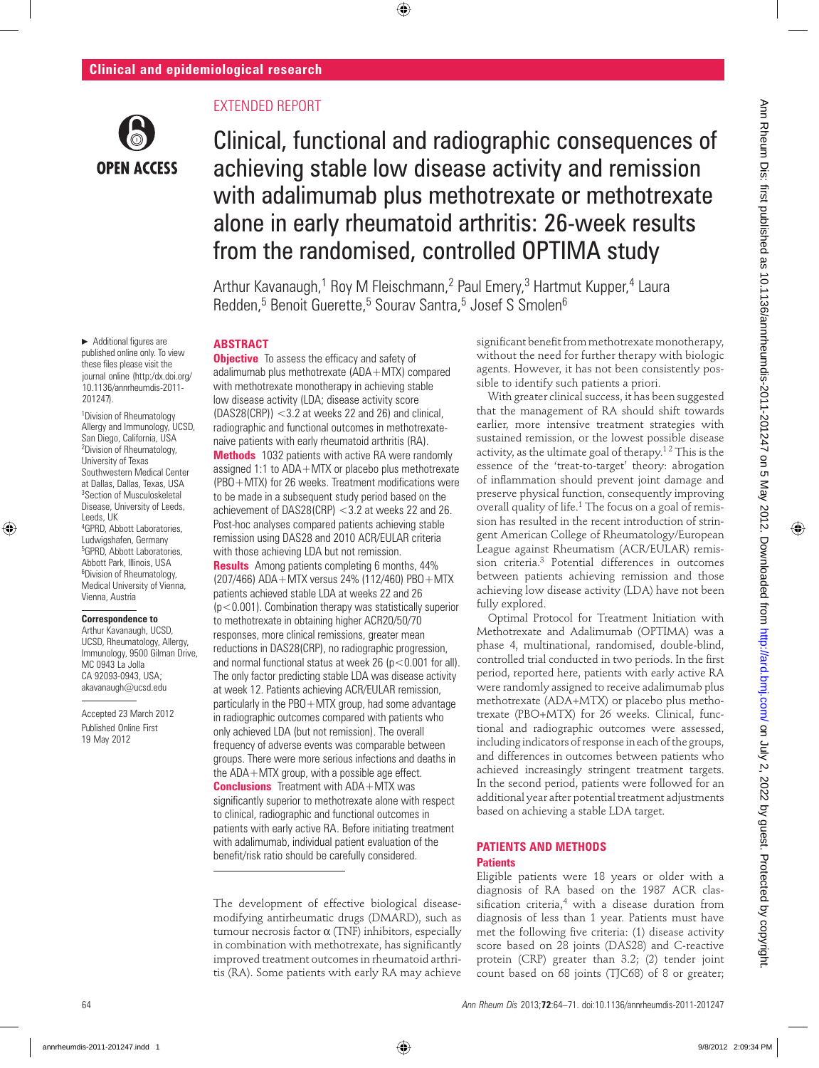Clinical and epidemiological research

EXTENDED REPORT

# Clinical, functional and radiographic consequences of achieving stable low disease activity and remission with adalimumab plus methotrexate or methotrexate alone in early rheumatoid arthritis: 26-week results from the randomised, controlled OPTIMA study

Arthur Kavanaugh,[1] Roy M Fleischmann,[2] Paul Emery,[3] Hartmut Kupper,[4] Laura Redden,[5] Benoit Guerette,[5] Sourav Santra,[5] Josef S Smolen[6]

► Additional figures are published online only. To view these files please visit the journal online (http:/dx.doi.org/10.1136/annrheumdis-2011-201247).

[1]Division of Rheumatology Allergy and Immunology, UCSD, San Diego, California, USA
[2]Division of Rheumatology, University of Texas Southwestern Medical Center at Dallas, Dallas, Texas, USA
[3]Section of Musculoskeletal Disease, University of Leeds, Leeds, UK
[4]GPRD, Abbott Laboratories, Ludwigshafen, Germany
[5]GPRD, Abbott Laboratories, Abbott Park, Illinois, USA
[6]Division of Rheumatology, Medical University of Vienna, Vienna, Austria

**Correspondence to**
Arthur Kavanaugh, UCSD, UCSD, Rheumatology, Allergy, Immunology, 9500 Gilman Drive, MC 0943 La Jolla CA 92093-0943, USA; akavanaugh@ucsd.edu

Accepted 23 March 2012
Published Online First 19 May 2012

## ABSTRACT

**Objective** To assess the efficacy and safety of adalimumab plus methotrexate (ADA+MTX) compared with methotrexate monotherapy in achieving stable low disease activity (LDA; disease activity score (DAS28(CRP)) <3.2 at weeks 22 and 26) and clinical, radiographic and functional outcomes in methotrexate-naive patients with early rheumatoid arthritis (RA).

**Methods** 1032 patients with active RA were randomly assigned 1:1 to ADA+MTX or placebo plus methotrexate (PBO+MTX) for 26 weeks. Treatment modifications were to be made in a subsequent study period based on the achievement of DAS28(CRP) <3.2 at weeks 22 and 26. Post-hoc analyses compared patients achieving stable remission using DAS28 and 2010 ACR/EULAR criteria with those achieving LDA but not remission.

**Results** Among patients completing 6 months, 44% (207/466) ADA+MTX versus 24% (112/460) PBO+MTX patients achieved stable LDA at weeks 22 and 26 ($p<0.001$). Combination therapy was statistically superior to methotrexate in obtaining higher ACR20/50/70 responses, more clinical remissions, greater mean reductions in DAS28(CRP), no radiographic progression, and normal functional status at week 26 ($p<0.001$ for all). The only factor predicting stable LDA was disease activity at week 12. Patients achieving ACR/EULAR remission, particularly in the PBO+MTX group, had some advantage in radiographic outcomes compared with patients who only achieved LDA (but not remission). The overall frequency of adverse events was comparable between groups. There were more serious infections and deaths in the ADA+MTX group, with a possible age effect.

**Conclusions** Treatment with ADA+MTX was significantly superior to methotrexate alone with respect to clinical, radiographic and functional outcomes in patients with early active RA. Before initiating treatment with adalimumab, individual patient evaluation of the benefit/risk ratio should be carefully considered.

The development of effective biological disease-modifying antirheumatic drugs (DMARD), such as tumour necrosis factor α (TNF) inhibitors, especially in combination with methotrexate, has significantly improved treatment outcomes in rheumatoid arthritis (RA). Some patients with early RA may achieve significant benefit from methotrexate monotherapy, without the need for further therapy with biologic agents. However, it has not been consistently possible to identify such patients a priori.

With greater clinical success, it has been suggested that the management of RA should shift towards earlier, more intensive treatment strategies with sustained remission, or the lowest possible disease activity, as the ultimate goal of therapy.[1 2] This is the essence of the 'treat-to-target' theory: abrogation of inflammation should prevent joint damage and preserve physical function, consequently improving overall quality of life.[1] The focus on a goal of remission has resulted in the recent introduction of stringent American College of Rheumatology/European League against Rheumatism (ACR/EULAR) remission criteria.[3] Potential differences in outcomes between patients achieving remission and those achieving low disease activity (LDA) have not been fully explored.

Optimal Protocol for Treatment Initiation with Methotrexate and Adalimumab (OPTIMA) was a phase 4, multinational, randomised, double-blind, controlled trial conducted in two periods. In the first period, reported here, patients with early active RA were randomly assigned to receive adalimumab plus methotrexate (ADA+MTX) or placebo plus methotrexate (PBO+MTX) for 26 weeks. Clinical, functional and radiographic outcomes were assessed, including indicators of response in each of the groups, and differences in outcomes between patients who achieved increasingly stringent treatment targets. In the second period, patients were followed for an additional year after potential treatment adjustments based on achieving a stable LDA target.

## PATIENTS AND METHODS

### Patients

Eligible patients were 18 years or older with a diagnosis of RA based on the 1987 ACR classification criteria,[4] with a disease duration from diagnosis of less than 1 year. Patients must have met the following five criteria: (1) disease activity score based on 28 joints (DAS28) and C-reactive protein (CRP) greater than 3.2; (2) tender joint count based on 68 joints (TJC68) of 8 or greater;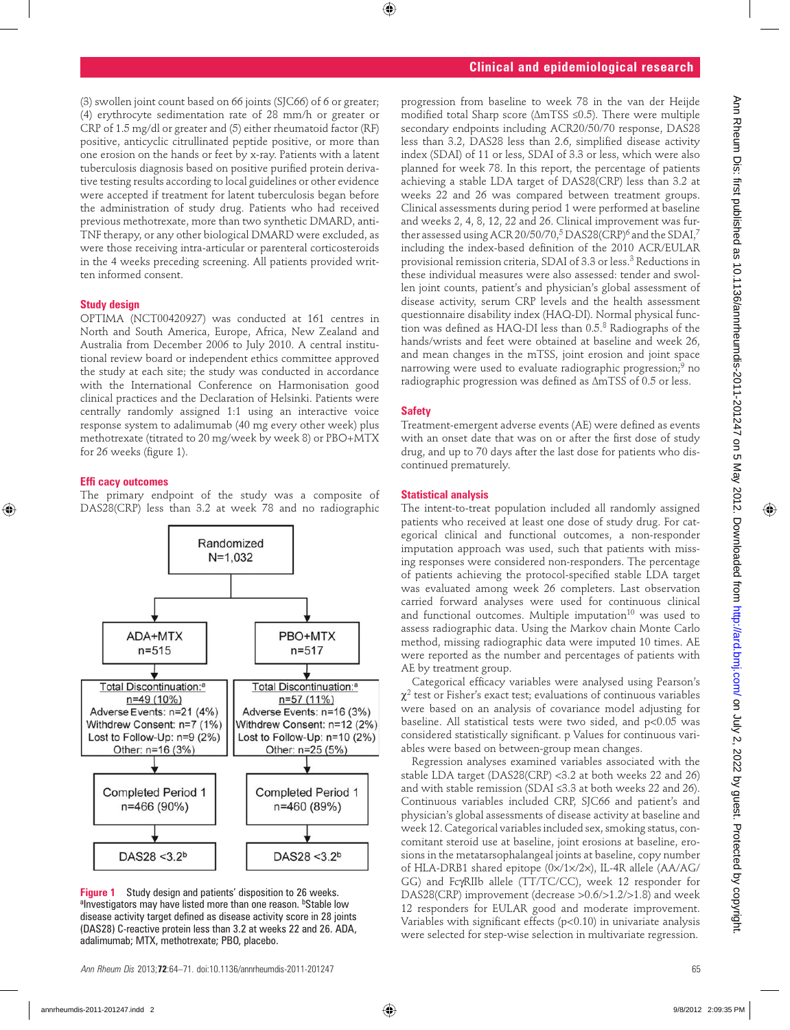(3) swollen joint count based on 66 joints (SJC66) of 6 or greater; (4) erythrocyte sedimentation rate of 28 mm/h or greater or CRP of 1.5 mg/dl or greater and (5) either rheumatoid factor (RF) positive, anticyclic citrullinated peptide positive, or more than one erosion on the hands or feet by x-ray. Patients with a latent tuberculosis diagnosis based on positive purified protein derivative testing results according to local guidelines or other evidence were accepted if treatment for latent tuberculosis began before the administration of study drug. Patients who had received previous methotrexate, more than two synthetic DMARD, anti-TNF therapy, or any other biological DMARD were excluded, as were those receiving intra-articular or parenteral corticosteroids in the 4 weeks preceding screening. All patients provided written informed consent.

### Study design

OPTIMA (NCT00420927) was conducted at 161 centres in North and South America, Europe, Africa, New Zealand and Australia from December 2006 to July 2010. A central institutional review board or independent ethics committee approved the study at each site; the study was conducted in accordance with the International Conference on Harmonisation good clinical practices and the Declaration of Helsinki. Patients were centrally randomly assigned 1:1 using an interactive voice response system to adalimumab (40 mg every other week) plus methotrexate (titrated to 20 mg/week by week 8) or PBO+MTX for 26 weeks (figure 1).

### Efficacy outcomes

The primary endpoint of the study was a composite of DAS28(CRP) less than 3.2 at week 78 and no radiographic progression from baseline to week 78 in the van der Heijde modified total Sharp score (ΔmTSS ≤0.5). There were multiple secondary endpoints including ACR20/50/70 response, DAS28 less than 3.2, DAS28 less than 2.6, simplified disease activity index (SDAI) of 11 or less, SDAI of 3.3 or less, which were also planned for week 78. In this report, the percentage of patients achieving a stable LDA target of DAS28(CRP) less than 3.2 at weeks 22 and 26 was compared between treatment groups. Clinical assessments during period 1 were performed at baseline and weeks 2, 4, 8, 12, 22 and 26. Clinical improvement was further assessed using ACR 20/50/70,[5] DAS28(CRP)[6] and the SDAI,[7] including the index-based definition of the 2010 ACR/EULAR provisional remission criteria, SDAI of 3.3 or less.[3] Reductions in these individual measures were also assessed: tender and swollen joint counts, patient's and physician's global assessment of disease activity, serum CRP levels and the health assessment questionnaire disability index (HAQ-DI). Normal physical function was defined as HAQ-DI less than 0.5.[8] Radiographs of the hands/wrists and feet were obtained at baseline and week 26, and mean changes in the mTSS, joint erosion and joint space narrowing were used to evaluate radiographic progression;[9] no radiographic progression was defined as ΔmTSS of 0.5 or less.

| Randomized N=1,032 | |
|---|---|
| ADA+MTX n=515 | PBO+MTX n=517 |
| Total Discontinuation:[a] n=49 (10%); Adverse Events: n=21 (4%); Withdrew Consent: n=7 (1%); Lost to Follow-Up: n=9 (2%); Other: n=16 (3%) | Total Discontinuation:[a] n=57 (11%); Adverse Events: n=16 (3%); Withdrew Consent: n=12 (2%); Lost to Follow-Up: n=10 (2%); Other: n=25 (5%) |
| Completed Period 1 n=466 (90%) | Completed Period 1 n=460 (89%) |
| DAS28 <3.2[b] | DAS28 <3.2[b] |

**Figure 1** Study design and patients' disposition to 26 weeks. [a]Investigators may have listed more than one reason. [b]Stable low disease activity target defined as disease activity score in 28 joints (DAS28) C-reactive protein less than 3.2 at weeks 22 and 26. ADA, adalimumab; MTX, methotrexate; PBO, placebo.

### Safety

Treatment-emergent adverse events (AE) were defined as events with an onset date that was on or after the first dose of study drug, and up to 70 days after the last dose for patients who discontinued prematurely.

### Statistical analysis

The intent-to-treat population included all randomly assigned patients who received at least one dose of study drug. For categorical clinical and functional outcomes, a non-responder imputation approach was used, such that patients with missing responses were considered non-responders. The percentage of patients achieving the protocol-specified stable LDA target was evaluated among week 26 completers. Last observation carried forward analyses were used for continuous clinical and functional outcomes. Multiple imputation[10] was used to assess radiographic data. Using the Markov chain Monte Carlo method, missing radiographic data were imputed 10 times. AE were reported as the number and percentages of patients with AE by treatment group.

Categorical efficacy variables were analysed using Pearson's $\chi^2$ test or Fisher's exact test; evaluations of continuous variables were based on an analysis of covariance model adjusting for baseline. All statistical tests were two sided, and $p<0.05$ was considered statistically significant. p Values for continuous variables were based on between-group mean changes.

Regression analyses examined variables associated with the stable LDA target (DAS28(CRP) <3.2 at both weeks 22 and 26) and with stable remission (SDAI ≤3.3 at both weeks 22 and 26). Continuous variables included CRP, SJC66 and patient's and physician's global assessments of disease activity at baseline and week 12. Categorical variables included sex, smoking status, concomitant steroid use at baseline, joint erosions at baseline, erosions in the metatarsophalangeal joints at baseline, copy number of HLA-DRB1 shared epitope (0×/1×/2×), IL-4R allele (AA/AG/GG) and FcγRIIb allele (TT/TC/CC), week 12 responder for DAS28(CRP) improvement (decrease >0.6/>1.2/>1.8) and week 12 responders for EULAR good and moderate improvement. Variables with significant effects ($p<0.10$) in univariate analysis were selected for step-wise selection in multivariate regression.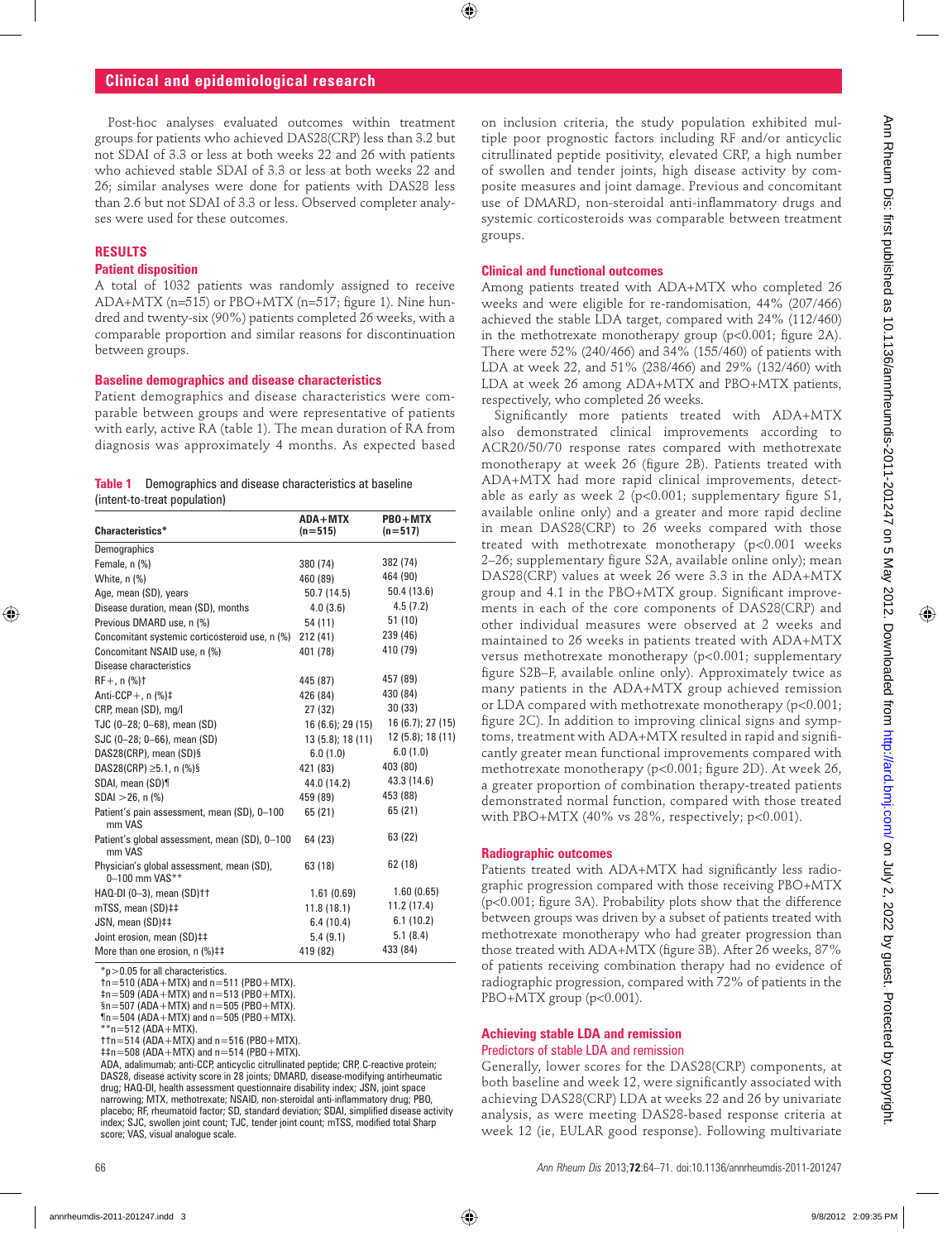Post-hoc analyses evaluated outcomes within treatment groups for patients who achieved DAS28(CRP) less than 3.2 but not SDAI of 3.3 or less at both weeks 22 and 26 with patients who achieved stable SDAI of 3.3 or less at both weeks 22 and 26; similar analyses were done for patients with DAS28 less than 2.6 but not SDAI of 3.3 or less. Observed completer analyses were used for these outcomes.

## RESULTS

### Patient disposition

A total of 1032 patients was randomly assigned to receive ADA+MTX (n=515) or PBO+MTX (n=517; figure 1). Nine hundred and twenty-six (90%) patients completed 26 weeks, with a comparable proportion and similar reasons for discontinuation between groups.

### Baseline demographics and disease characteristics

Patient demographics and disease characteristics were comparable between groups and were representative of patients with early, active RA (table 1). The mean duration of RA from diagnosis was approximately 4 months. As expected based on inclusion criteria, the study population exhibited multiple poor prognostic factors including RF and/or anticyclic citrullinated peptide positivity, elevated CRP, a high number of swollen and tender joints, high disease activity by composite measures and joint damage. Previous and concomitant use of DMARD, non-steroidal anti-inflammatory drugs and systemic corticosteroids was comparable between treatment groups.

**Table 1** Demographics and disease characteristics at baseline (intent-to-treat population)

| Characteristics* | ADA+MTX (n=515) | PBO+MTX (n=517) |
|---|---|---|
| Demographics | | |
| Female, n (%) | 380 (74) | 382 (74) |
| White, n (%) | 460 (89) | 464 (90) |
| Age, mean (SD), years | 50.7 (14.5) | 50.4 (13.6) |
| Disease duration, mean (SD), months | 4.0 (3.6) | 4.5 (7.2) |
| Previous DMARD use, n (%) | 54 (11) | 51 (10) |
| Concomitant systemic corticosteroid use, n (%) | 212 (41) | 239 (46) |
| Concomitant NSAID use, n (%) | 401 (78) | 410 (79) |
| Disease characteristics | | |
| RF+, n (%)† | 445 (87) | 457 (89) |
| Anti-CCP+, n (%)‡ | 426 (84) | 430 (84) |
| CRP, mean (SD), mg/l | 27 (32) | 30 (33) |
| TJC (0–28; 0–68), mean (SD) | 16 (6.6); 29 (15) | 16 (6.7); 27 (15) |
| SJC (0–28; 0–66), mean (SD) | 13 (5.8); 18 (11) | 12 (5.8); 18 (11) |
| DAS28(CRP), mean (SD)§ | 6.0 (1.0) | 6.0 (1.0) |
| DAS28(CRP) ≥5.1, n (%)§ | 421 (83) | 403 (80) |
| SDAI, mean (SD)¶ | 44.0 (14.2) | 43.3 (14.6) |
| SDAI >26, n (%) | 459 (89) | 453 (88) |
| Patient's pain assessment, mean (SD), 0–100 mm VAS | 65 (21) | 65 (21) |
| Patient's global assessment, mean (SD), 0–100 mm VAS | 64 (23) | 63 (22) |
| Physician's global assessment, mean (SD), 0–100 mm VAS** | 63 (18) | 62 (18) |
| HAQ-DI (0–3), mean (SD)†† | 1.61 (0.69) | 1.60 (0.65) |
| mTSS, mean (SD)‡‡ | 11.8 (18.1) | 11.2 (17.4) |
| JSN, mean (SD)‡‡ | 6.4 (10.4) | 6.1 (10.2) |
| Joint erosion, mean (SD)‡‡ | 5.4 (9.1) | 5.1 (8.4) |
| More than one erosion, n (%)‡‡ | 419 (82) | 433 (84) |

*p>0.05 for all characteristics.
†n=510 (ADA+MTX) and n=511 (PBO+MTX).
‡n=509 (ADA+MTX) and n=513 (PBO+MTX).
§n=507 (ADA+MTX) and n=505 (PBO+MTX).
¶n=504 (ADA+MTX) and n=505 (PBO+MTX).
**n=512 (ADA+MTX).
††n=514 (ADA+MTX) and n=516 (PBO+MTX).
‡‡n=508 (ADA+MTX) and n=514 (PBO+MTX).
ADA, adalimumab; anti-CCP, anticyclic citrullinated peptide; CRP, C-reactive protein; DAS28, disease activity score in 28 joints; DMARD, disease-modifying antirheumatic drug; HAQ-DI, health assessment questionnaire disability index; JSN, joint space narrowing; MTX, methotrexate; NSAID, non-steroidal anti-inflammatory drug; PBO, placebo; RF, rheumatoid factor; SD, standard deviation; SDAI, simplified disease activity index; SJC, swollen joint count; TJC, tender joint count; mTSS, modified total Sharp score; VAS, visual analogue scale.

### Clinical and functional outcomes

Among patients treated with ADA+MTX who completed 26 weeks and were eligible for re-randomisation, 44% (207/466) achieved the stable LDA target, compared with 24% (112/460) in the methotrexate monotherapy group (p<0.001; figure 2A). There were 52% (240/466) and 34% (155/460) of patients with LDA at week 22, and 51% (238/466) and 29% (132/460) with LDA at week 26 among ADA+MTX and PBO+MTX patients, respectively, who completed 26 weeks.

Significantly more patients treated with ADA+MTX also demonstrated clinical improvements according to ACR20/50/70 response rates compared with methotrexate monotherapy at week 26 (figure 2B). Patients treated with ADA+MTX had more rapid clinical improvements, detectable as early as week 2 (p<0.001; supplementary figure S1, available online only) and a greater and more rapid decline in mean DAS28(CRP) to 26 weeks compared with those treated with methotrexate monotherapy (p<0.001 weeks 2–26; supplementary figure S2A, available online only); mean DAS28(CRP) values at week 26 were 3.3 in the ADA+MTX group and 4.1 in the PBO+MTX group. Significant improvements in each of the core components of DAS28(CRP) and other individual measures were observed at 2 weeks and maintained to 26 weeks in patients treated with ADA+MTX versus methotrexate monotherapy (p<0.001; supplementary figure S2B–F, available online only). Approximately twice as many patients in the ADA+MTX group achieved remission or LDA compared with methotrexate monotherapy (p<0.001; figure 2C). In addition to improving clinical signs and symptoms, treatment with ADA+MTX resulted in rapid and significantly greater mean functional improvements compared with methotrexate monotherapy (p<0.001; figure 2D). At week 26, a greater proportion of combination therapy-treated patients demonstrated normal function, compared with those treated with PBO+MTX (40% vs 28%, respectively; p<0.001).

### Radiographic outcomes

Patients treated with ADA+MTX had significantly less radiographic progression compared with those receiving PBO+MTX (p<0.001; figure 3A). Probability plots show that the difference between groups was driven by a subset of patients treated with methotrexate monotherapy who had greater progression than those treated with ADA+MTX (figure 3B). After 26 weeks, 87% of patients receiving combination therapy had no evidence of radiographic progression, compared with 72% of patients in the PBO+MTX group (p<0.001).

### Achieving stable LDA and remission

#### Predictors of stable LDA and remission

Generally, lower scores for the DAS28(CRP) components, at both baseline and week 12, were significantly associated with achieving DAS28(CRP) LDA at weeks 22 and 26 by univariate analysis, as were meeting DAS28-based response criteria at week 12 (ie, EULAR good response). Following multivariate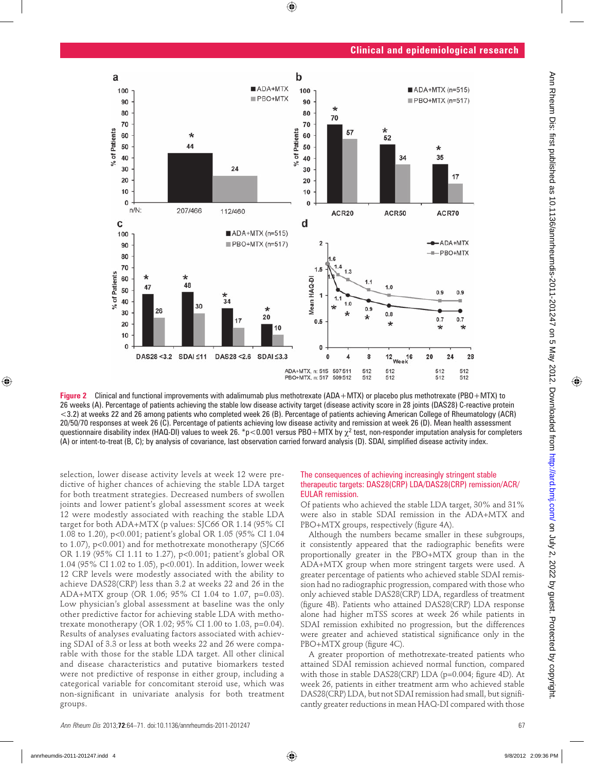Figure 2 Clinical and functional improvements with adalimumab plus methotrexate (ADA+MTX) or placebo plus methotrexate (PBO+MTX) to 26 weeks (A). Percentage of patients achieving the stable low disease activity target (disease activity score in 28 joints (DAS28) C-reactive protein <3.2) at weeks 22 and 26 among patients who completed week 26 (B). Percentage of patients achieving American College of Rheumatology (ACR) 20/50/70 responses at week 26 (C). Percentage of patients achieving low disease activity and remission at week 26 (D). Mean health assessment questionnaire disability index (HAQ-DI) values to week 26. *p<0.001 versus PBO+MTX by $\chi^2$ test, non-responder imputation analysis for completers (A) or intent-to-treat (B, C); by analysis of covariance, last observation carried forward analysis (D). SDAI, simplified disease activity index.

selection, lower disease activity levels at week 12 were predictive of higher chances of achieving the stable LDA target for both treatment strategies. Decreased numbers of swollen joints and lower patient's global assessment scores at week 12 were modestly associated with reaching the stable LDA target for both ADA+MTX (p values: SJC66 OR 1.14 (95% CI 1.08 to 1.20), p<0.001; patient's global OR 1.05 (95% CI 1.04 to 1.07), p<0.001) and for methotrexate monotherapy (SJC66 OR 1.19 (95% CI 1.11 to 1.27), p<0.001; patient's global OR 1.04 (95% CI 1.02 to 1.05), p<0.001). In addition, lower week 12 CRP levels were modestly associated with the ability to achieve DAS28(CRP) less than 3.2 at weeks 22 and 26 in the ADA+MTX group (OR 1.06; 95% CI 1.04 to 1.07, p<0.001). Low physician's global assessment at baseline was the only other predictive factor for achieving stable LDA with methotrexate monotherapy (OR 1.02; 95% CI 1.00 to 1.03, p=0.04). Results of analyses evaluating factors associated with achieving SDAI of 3.3 or less at both weeks 22 and 26 were comparable with those for the stable LDA target. All other clinical and disease characteristics and putative biomarkers tested were not predictive of response in either group, including a categorical variable for concomitant steroid use, which was non-significant in univariate analysis for both treatment groups.

### The consequences of achieving increasingly stringent stable therapeutic targets: DAS28(CRP) LDA/DAS28(CRP) remission/ACR/EULAR remission.

Of patients who achieved the stable LDA target, 30% and 31% were also in stable SDAI remission in the ADA+MTX and PBO+MTX groups, respectively (figure 4A).

Although the numbers became smaller in these subgroups, it consistently appeared that the radiographic benefits were proportionally greater in the PBO+MTX group than in the ADA+MTX group when more stringent targets were used. A greater percentage of patients who achieved stable SDAI remission had no radiographic progression, compared with those who only achieved stable DAS28(CRP) LDA, regardless of treatment (figure 4B). Patients who attained DAS28(CRP) LDA response alone had higher mTSS scores at week 26 while patients in SDAI remission exhibited no progression, but the differences were greater and achieved statistical significance only in the PBO+MTX group (figure 4C).

A greater proportion of methotrexate-treated patients who attained SDAI remission achieved normal function, compared with those in stable DAS28(CRP) LDA (p=0.004; figure 4D). At week 26, patients in either treatment arm who achieved stable DAS28(CRP) LDA, but not SDAI remission had small, but significantly greater reductions in mean HAQ-DI compared with those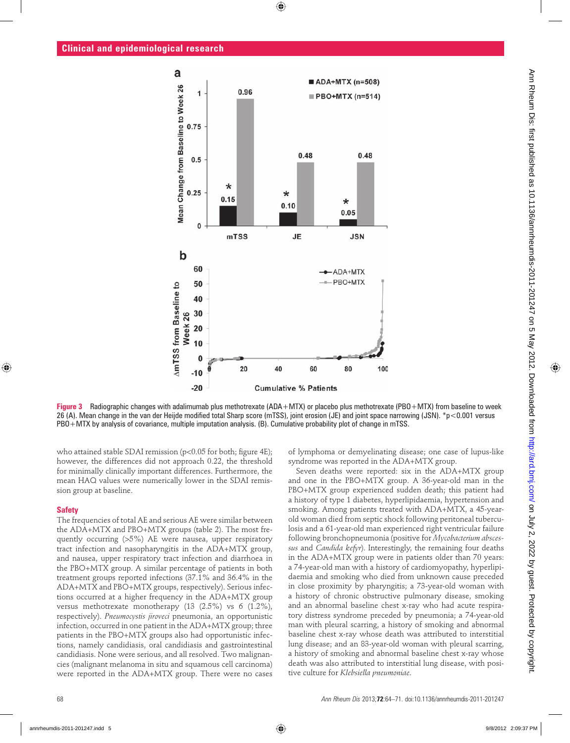Figure 3 Radiographic changes with adalimumab plus methotrexate (ADA+MTX) or placebo plus methotrexate (PBO+MTX) from baseline to week 26 (A). Mean change in the van der Heijde modified total Sharp score (mTSS), joint erosion (JE) and joint space narrowing (JSN). *p<0.001 versus PBO+MTX by analysis of covariance, multiple imputation analysis. (B). Cumulative probability plot of change in mTSS.

who attained stable SDAI remission (p<0.05 for both; figure 4E); however, the differences did not approach 0.22, the threshold for minimally clinically important differences. Furthermore, the mean HAQ values were numerically lower in the SDAI remission group at baseline.

### Safety

The frequencies of total AE and serious AE were similar between the ADA+MTX and PBO+MTX groups (table 2). The most frequently occurring (>5%) AE were nausea, upper respiratory tract infection and nasopharyngitis in the ADA+MTX group, and nausea, upper respiratory tract infection and diarrhoea in the PBO+MTX group. A similar percentage of patients in both treatment groups reported infections (37.1% and 36.4% in the ADA+MTX and PBO+MTX groups, respectively). Serious infections occurred at a higher frequency in the ADA+MTX group versus methotrexate monotherapy (13 (2.5%) vs 6 (1.2%), respectively). *Pneumocystis jiroveci* pneumonia, an opportunistic infection, occurred in one patient in the ADA+MTX group; three patients in the PBO+MTX groups also had opportunistic infections, namely candidiasis, oral candidiasis and gastrointestinal candidiasis. None were serious, and all resolved. Two malignancies (malignant melanoma in situ and squamous cell carcinoma) were reported in the ADA+MTX group. There were no cases of lymphoma or demyelinating disease; one case of lupus-like syndrome was reported in the ADA+MTX group.

Seven deaths were reported: six in the ADA+MTX group and one in the PBO+MTX group. A 36-year-old man in the PBO+MTX group experienced sudden death; this patient had a history of type 1 diabetes, hyperlipidaemia, hypertension and smoking. Among patients treated with ADA+MTX, a 45-year-old woman died from septic shock following peritoneal tuberculosis and a 61-year-old man experienced right ventricular failure following bronchopneumonia (positive for *Mycobacterium abscessus* and *Candida kefyr*). Interestingly, the remaining four deaths in the ADA+MTX group were in patients older than 70 years: a 74-year-old man with a history of cardiomyopathy, hyperlipidaemia and smoking who died from unknown cause preceded in close proximity by pharyngitis; a 73-year-old woman with a history of chronic obstructive pulmonary disease, smoking and an abnormal baseline chest x-ray who had acute respiratory distress syndrome preceded by pneumonia; a 74-year-old man with pleural scarring, a history of smoking and abnormal baseline chest x-ray whose death was attributed to interstitial lung disease; and an 83-year-old woman with pleural scarring, a history of smoking and abnormal baseline chest x-ray whose death was also attributed to interstitial lung disease, with positive culture for *Klebsiella pneumoniae*.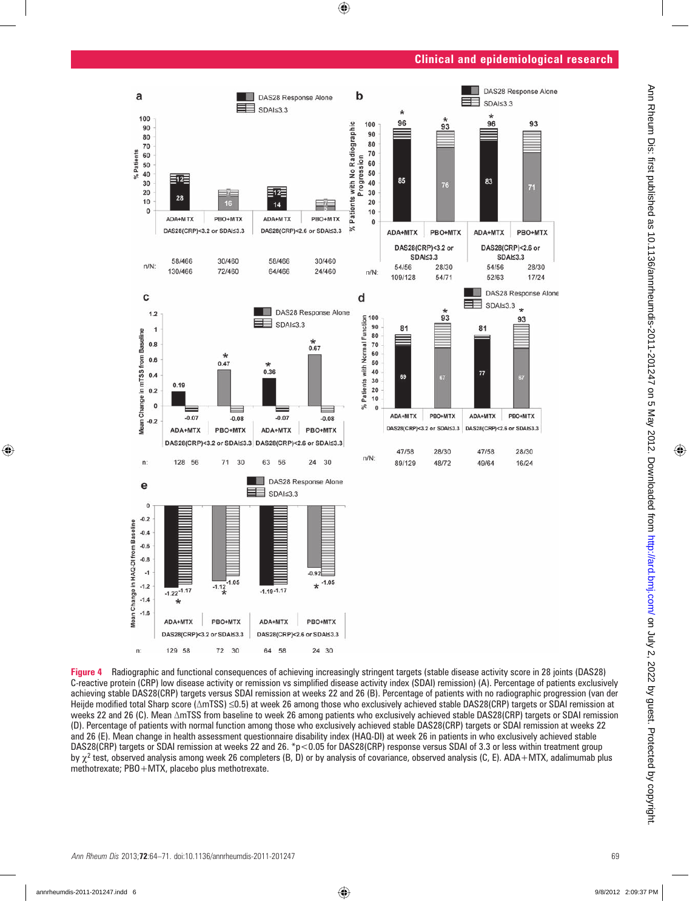**Figure 4** Radiographic and functional consequences of achieving increasingly stringent targets (stable disease activity score in 28 joints (DAS28) C-reactive protein (CRP) low disease activity or remission vs simplified disease activity index (SDAI) remission) (A). Percentage of patients exclusively achieving stable DAS28(CRP) targets versus SDAI remission at weeks 22 and 26 (B). Percentage of patients with no radiographic progression (van der Heijde modified total Sharp score (ΔmTSS) ≤0.5) at week 26 among those who exclusively achieved stable DAS28(CRP) targets or SDAI remission at weeks 22 and 26 (C). Mean ΔmTSS from baseline to week 26 among patients who exclusively achieved stable DAS28(CRP) targets or SDAI remission (D). Percentage of patients with normal function among those who exclusively achieved stable DAS28(CRP) targets or SDAI remission at weeks 22 and 26 (E). Mean change in health assessment questionnaire disability index (HAQ-DI) at week 26 in patients in who exclusively achieved stable DAS28(CRP) targets or SDAI remission at weeks 22 and 26. *$p<0.05$ for DAS28(CRP) response versus SDAI of 3.3 or less within treatment group by $\chi^2$ test, observed analysis among week 26 completers (B, D) or by analysis of covariance, observed analysis (C, E). ADA+MTX, adalimumab plus methotrexate; PBO+MTX, placebo plus methotrexate.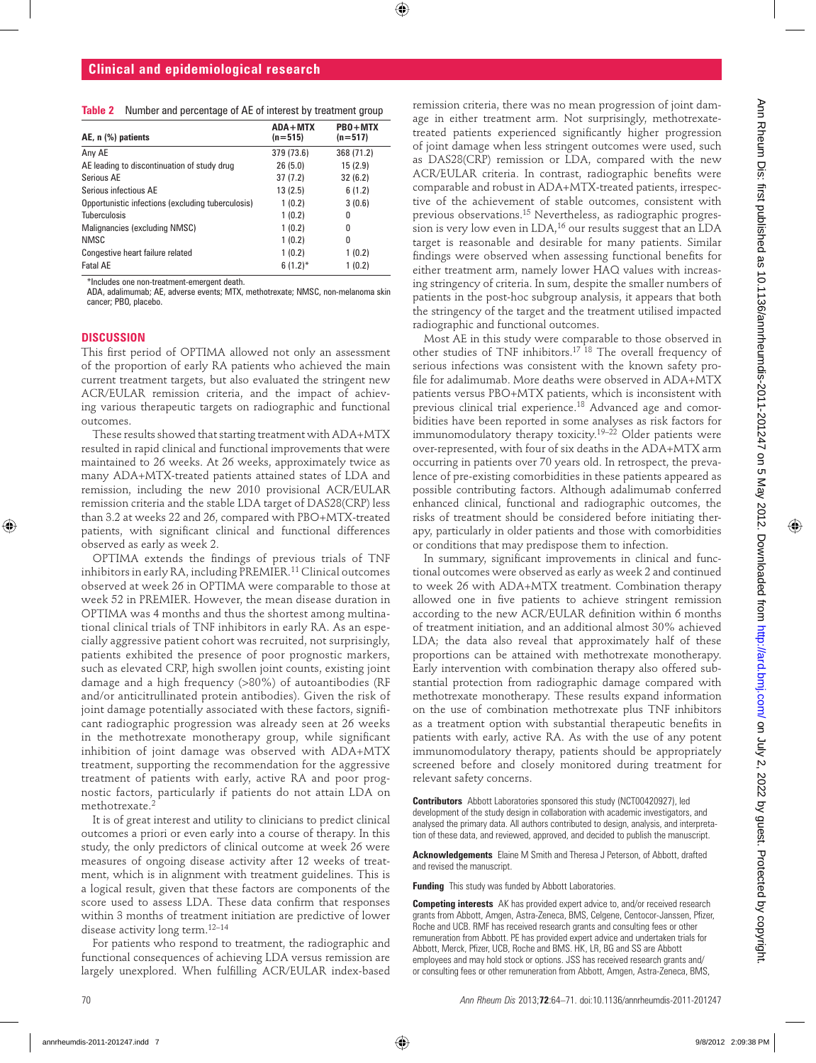**Table 2** Number and percentage of AE of interest by treatment group

| AE, n (%) patients | ADA+MTX (n=515) | PBO+MTX (n=517) |
|---|---|---|
| Any AE | 379 (73.6) | 368 (71.2) |
| AE leading to discontinuation of study drug | 26 (5.0) | 15 (2.9) |
| Serious AE | 37 (7.2) | 32 (6.2) |
| Serious infectious AE | 13 (2.5) | 6 (1.2) |
| Opportunistic infections (excluding tuberculosis) | 1 (0.2) | 3 (0.6) |
| Tuberculosis | 1 (0.2) | 0 |
| Malignancies (excluding NMSC) | 1 (0.2) | 0 |
| NMSC | 1 (0.2) | 0 |
| Congestive heart failure related | 1 (0.2) | 1 (0.2) |
| Fatal AE | 6 (1.2)* | 1 (0.2) |

*Includes one non-treatment-emergent death.
ADA, adalimumab; AE, adverse events; MTX, methotrexate; NMSC, non-melanoma skin cancer; PBO, placebo.

## DISCUSSION

This first period of OPTIMA allowed not only an assessment of the proportion of early RA patients who achieved the main current treatment targets, but also evaluated the stringent new ACR/EULAR remission criteria, and the impact of achieving various therapeutic targets on radiographic and functional outcomes.

These results showed that starting treatment with ADA+MTX resulted in rapid clinical and functional improvements that were maintained to 26 weeks. At 26 weeks, approximately twice as many ADA+MTX-treated patients attained states of LDA and remission, including the new 2010 provisional ACR/EULAR remission criteria and the stable LDA target of DAS28(CRP) less than 3.2 at weeks 22 and 26, compared with PBO+MTX-treated patients, with significant clinical and functional differences observed as early as week 2.

OPTIMA extends the findings of previous trials of TNF inhibitors in early RA, including PREMIER.[11] Clinical outcomes observed at week 26 in OPTIMA were comparable to those at week 52 in PREMIER. However, the mean disease duration in OPTIMA was 4 months and thus the shortest among multinational clinical trials of TNF inhibitors in early RA. As an especially aggressive patient cohort was recruited, not surprisingly, patients exhibited the presence of poor prognostic markers, such as elevated CRP, high swollen joint counts, existing joint damage and a high frequency (>80%) of autoantibodies (RF and/or anticitrullinated protein antibodies). Given the risk of joint damage potentially associated with these factors, significant radiographic progression was already seen at 26 weeks in the methotrexate monotherapy group, while significant inhibition of joint damage was observed with ADA+MTX treatment, supporting the recommendation for the aggressive treatment of patients with early, active RA and poor prognostic factors, particularly if patients do not attain LDA on methotrexate.[2]

It is of great interest and utility to clinicians to predict clinical outcomes a priori or even early into a course of therapy. In this study, the only predictors of clinical outcome at week 26 were measures of ongoing disease activity after 12 weeks of treatment, which is in alignment with treatment guidelines. This is a logical result, given that these factors are components of the score used to assess LDA. These data confirm that responses within 3 months of treatment initiation are predictive of lower disease activity long term.[12–14]

For patients who respond to treatment, the radiographic and functional consequences of achieving LDA versus remission are largely unexplored. When fulfilling ACR/EULAR index-based remission criteria, there was no mean progression of joint damage in either treatment arm. Not surprisingly, methotrexate-treated patients experienced significantly higher progression of joint damage when less stringent outcomes were used, such as DAS28(CRP) remission or LDA, compared with the new ACR/EULAR criteria. In contrast, radiographic benefits were comparable and robust in ADA+MTX-treated patients, irrespective of the achievement of stable outcomes, consistent with previous observations.[15] Nevertheless, as radiographic progression is very low even in LDA,[16] our results suggest that an LDA target is reasonable and desirable for many patients. Similar findings were observed when assessing functional benefits for either treatment arm, namely lower HAQ values with increasing stringency of criteria. In sum, despite the smaller numbers of patients in the post-hoc subgroup analysis, it appears that both the stringency of the target and the treatment utilised impacted radiographic and functional outcomes.

Most AE in this study were comparable to those observed in other studies of TNF inhibitors.[17 18] The overall frequency of serious infections was consistent with the known safety profile for adalimumab. More deaths were observed in ADA+MTX patients versus PBO+MTX patients, which is inconsistent with previous clinical trial experience.[18] Advanced age and comorbidities have been reported in some analyses as risk factors for immunomodulatory therapy toxicity.[19–22] Older patients were over-represented, with four of six deaths in the ADA+MTX arm occurring in patients over 70 years old. In retrospect, the prevalence of pre-existing comorbidities in these patients appeared as possible contributing factors. Although adalimumab conferred enhanced clinical, functional and radiographic outcomes, the risks of treatment should be considered before initiating therapy, particularly in older patients and those with comorbidities or conditions that may predispose them to infection.

In summary, significant improvements in clinical and functional outcomes were observed as early as week 2 and continued to week 26 with ADA+MTX treatment. Combination therapy allowed one in five patients to achieve stringent remission according to the new ACR/EULAR definition within 6 months of treatment initiation, and an additional almost 30% achieved LDA; the data also reveal that approximately half of these proportions can be attained with methotrexate monotherapy. Early intervention with combination therapy also offered substantial protection from radiographic damage compared with methotrexate monotherapy. These results expand information on the use of combination methotrexate plus TNF inhibitors as a treatment option with substantial therapeutic benefits in patients with early, active RA. As with the use of any potent immunomodulatory therapy, patients should be appropriately screened before and closely monitored during treatment for relevant safety concerns.

**Contributors** Abbott Laboratories sponsored this study (NCT00420927), led development of the study design in collaboration with academic investigators, and analysed the primary data. All authors contributed to design, analysis, and interpretation of these data, and reviewed, approved, and decided to publish the manuscript.

**Acknowledgements** Elaine M Smith and Theresa J Peterson, of Abbott, drafted and revised the manuscript.

**Funding** This study was funded by Abbott Laboratories.

**Competing interests** AK has provided expert advice to, and/or received research grants from Abbott, Amgen, Astra-Zeneca, BMS, Celgene, Centocor-Janssen, Pfizer, Roche and UCB. RMF has received research grants and consulting fees or other remuneration from Abbott. PE has provided expert advice and undertaken trials for Abbott, Merck, Pfizer, UCB, Roche and BMS. HK, LR, BG and SS are Abbott employees and may hold stock or options. JSS has received research grants and/or consulting fees or other remuneration from Abbott, Amgen, Astra-Zeneca, BMS,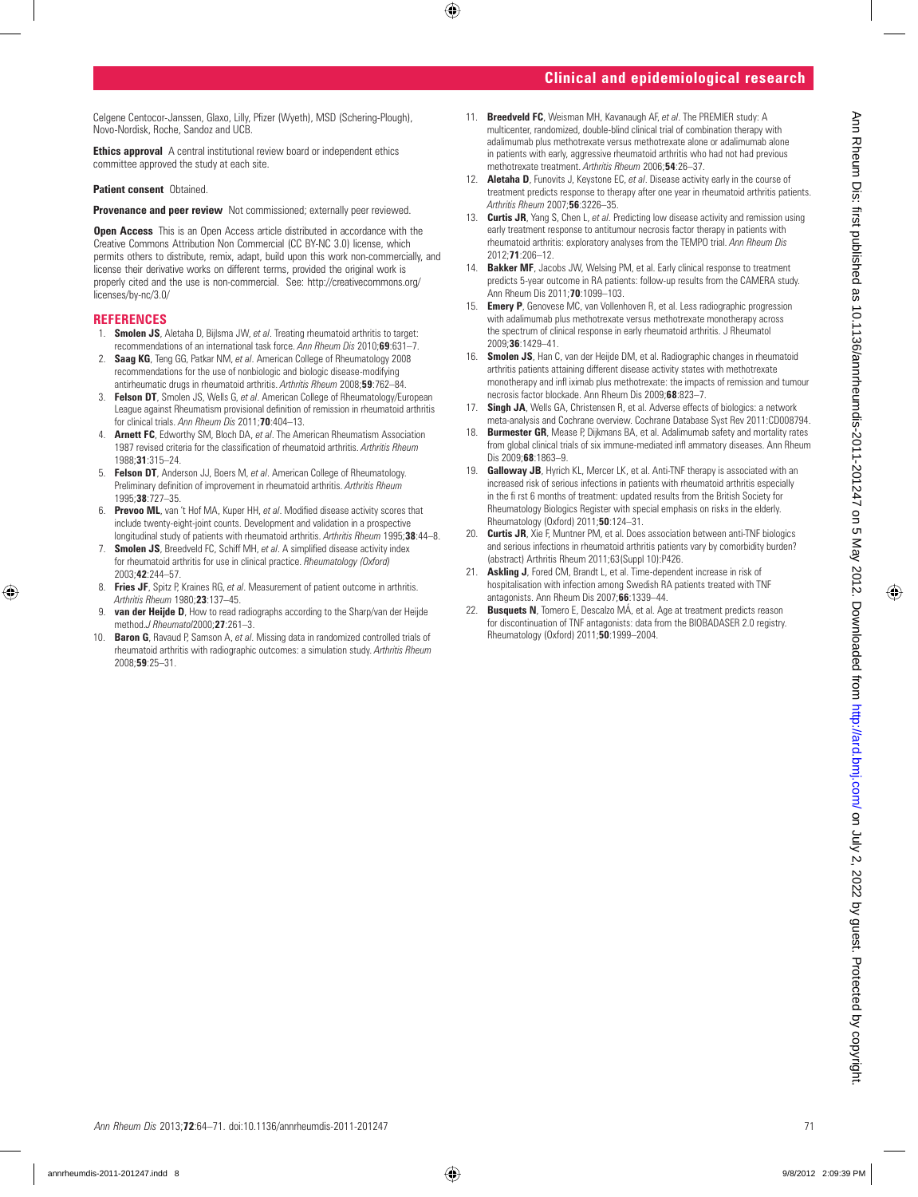Celgene Centocor-Janssen, Glaxo, Lilly, Pfizer (Wyeth), MSD (Schering-Plough), Novo-Nordisk, Roche, Sandoz and UCB.

**Ethics approval** A central institutional review board or independent ethics committee approved the study at each site.

**Patient consent** Obtained.

**Provenance and peer review** Not commissioned; externally peer reviewed.

**Open Access** This is an Open Access article distributed in accordance with the Creative Commons Attribution Non Commercial (CC BY-NC 3.0) license, which permits others to distribute, remix, adapt, build upon this work non-commercially, and license their derivative works on different terms, provided the original work is properly cited and the use is non-commercial. See: http://creativecommons.org/licenses/by-nc/3.0/

## REFERENCES

1. **Smolen JS**, Aletaha D, Bijlsma JW, *et al*. Treating rheumatoid arthritis to target: recommendations of an international task force. *Ann Rheum Dis* 2010;**69**:631–7.
2. **Saag KG**, Teng GG, Patkar NM, *et al*. American College of Rheumatology 2008 recommendations for the use of nonbiologic and biologic disease-modifying antirheumatic drugs in rheumatoid arthritis. *Arthritis Rheum* 2008;**59**:762–84.
3. **Felson DT**, Smolen JS, Wells G, *et al*. American College of Rheumatology/European League against Rheumatism provisional definition of remission in rheumatoid arthritis for clinical trials. *Ann Rheum Dis* 2011;**70**:404–13.
4. **Arnett FC**, Edworthy SM, Bloch DA, *et al*. The American Rheumatism Association 1987 revised criteria for the classification of rheumatoid arthritis. *Arthritis Rheum* 1988;**31**:315–24.
5. **Felson DT**, Anderson JJ, Boers M, *et al*. American College of Rheumatology. Preliminary definition of improvement in rheumatoid arthritis. *Arthritis Rheum* 1995;**38**:727–35.
6. **Prevoo ML**, van 't Hof MA, Kuper HH, *et al*. Modified disease activity scores that include twenty-eight-joint counts. Development and validation in a prospective longitudinal study of patients with rheumatoid arthritis. *Arthritis Rheum* 1995;**38**:44–8.
7. **Smolen JS**, Breedveld FC, Schiff MH, *et al*. A simplified disease activity index for rheumatoid arthritis for use in clinical practice. *Rheumatology (Oxford)* 2003;**42**:244–57.
8. **Fries JF**, Spitz P, Kraines RG, *et al*. Measurement of patient outcome in arthritis. *Arthritis Rheum* 1980;**23**:137–45.
9. **van der Heijde D**, How to read radiographs according to the Sharp/van der Heijde method.*J Rheumatol* 2000;**27**:261–3.
10. **Baron G**, Ravaud P, Samson A, *et al*. Missing data in randomized controlled trials of rheumatoid arthritis with radiographic outcomes: a simulation study. *Arthritis Rheum* 2008;**59**:25–31.
11. **Breedveld FC**, Weisman MH, Kavanaugh AF, *et al*. The PREMIER study: A multicenter, randomized, double-blind clinical trial of combination therapy with adalimumab plus methotrexate versus methotrexate alone or adalimumab alone in patients with early, aggressive rheumatoid arthritis who had not had previous methotrexate treatment. *Arthritis Rheum* 2006;**54**:26–37.
12. **Aletaha D**, Funovits J, Keystone EC, *et al*. Disease activity early in the course of treatment predicts response to therapy after one year in rheumatoid arthritis patients. *Arthritis Rheum* 2007;**56**:3226–35.
13. **Curtis JR**, Yang S, Chen L, *et al*. Predicting low disease activity and remission using early treatment response to antitumour necrosis factor therapy in patients with rheumatoid arthritis: exploratory analyses from the TEMPO trial. *Ann Rheum Dis* 2012;**71**:206–12.
14. **Bakker MF**, Jacobs JW, Welsing PM, et al. Early clinical response to treatment predicts 5-year outcome in RA patients: follow-up results from the CAMERA study. Ann Rheum Dis 2011;**70**:1099–103.
15. **Emery P**, Genovese MC, van Vollenhoven R, et al. Less radiographic progression with adalimumab plus methotrexate versus methotrexate monotherapy across the spectrum of clinical response in early rheumatoid arthritis. J Rheumatol 2009;**36**:1429–41.
16. **Smolen JS**, Han C, van der Heijde DM, et al. Radiographic changes in rheumatoid arthritis patients attaining different disease activity states with methotrexate monotherapy and infl iximab plus methotrexate: the impacts of remission and tumour necrosis factor blockade. Ann Rheum Dis 2009;**68**:823–7.
17. **Singh JA**, Wells GA, Christensen R, et al. Adverse effects of biologics: a network meta-analysis and Cochrane overview. Cochrane Database Syst Rev 2011:CD008794.
18. **Burmester GR**, Mease P, Dijkmans BA, et al. Adalimumab safety and mortality rates from global clinical trials of six immune-mediated infl ammatory diseases. Ann Rheum Dis 2009;**68**:1863–9.
19. **Galloway JB**, Hyrich KL, Mercer LK, et al. Anti-TNF therapy is associated with an increased risk of serious infections in patients with rheumatoid arthritis especially in the fi rst 6 months of treatment: updated results from the British Society for Rheumatology Biologics Register with special emphasis on risks in the elderly. Rheumatology (Oxford) 2011;**50**:124–31.
20. **Curtis JR**, Xie F, Muntner PM, et al. Does association between anti-TNF biologics and serious infections in rheumatoid arthritis patients vary by comorbidity burden? (abstract) Arthritis Rheum 2011;63(Suppl 10):P426.
21. **Askling J**, Fored CM, Brandt L, et al. Time-dependent increase in risk of hospitalisation with infection among Swedish RA patients treated with TNF antagonists. Ann Rheum Dis 2007;**66**:1339–44.
22. **Busquets N**, Tomero E, Descalzo MÁ, et al. Age at treatment predicts reason for discontinuation of TNF antagonists: data from the BIOBADASER 2.0 registry. Rheumatology (Oxford) 2011;**50**:1999–2004.